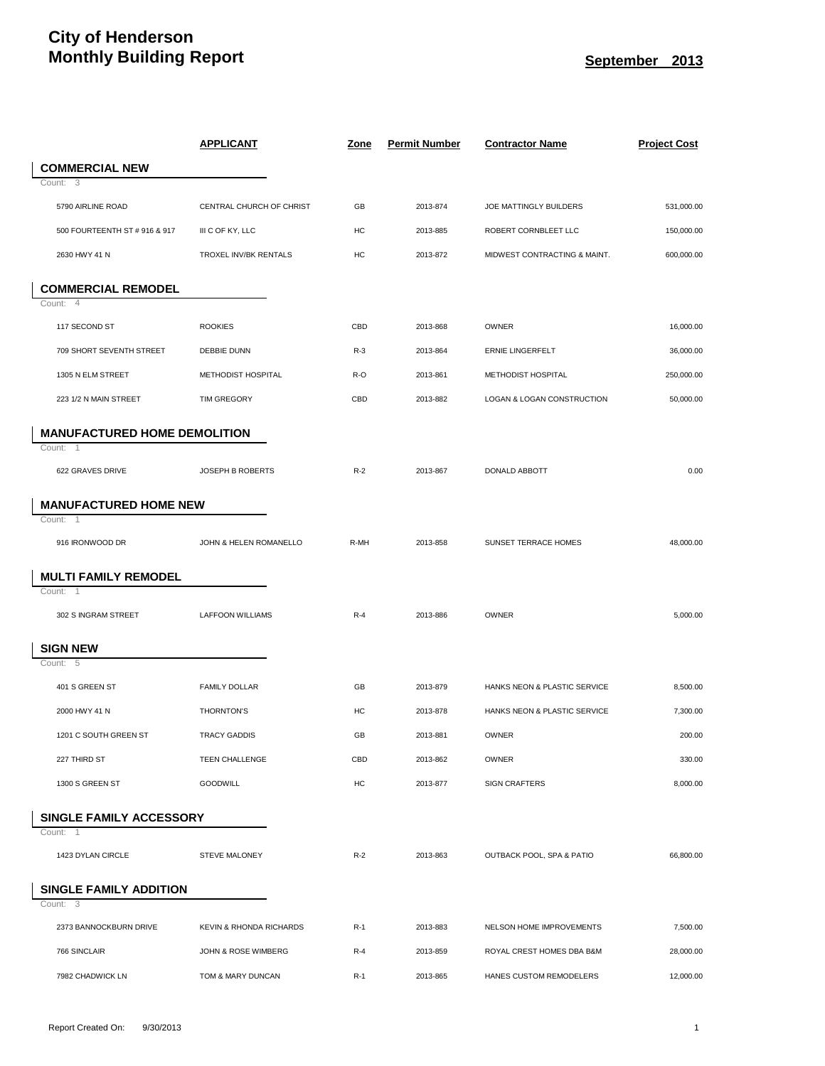# City of Henderson
## Monthly Building Report

**September 2013**

| | APPLICANT | Zone | Permit Number | Contractor Name | Project Cost |
|---|---|---|---|---|---|
| **COMMERCIAL NEW** | | | | | |
| Count: 3 | | | | | |
| 5790 AIRLINE ROAD | CENTRAL CHURCH OF CHRIST | GB | 2013-874 | JOE MATTINGLY BUILDERS | 531,000.00 |
| 500 FOURTEENTH ST # 916 & 917 | III C OF KY, LLC | HC | 2013-885 | ROBERT CORNBLEET LLC | 150,000.00 |
| 2630 HWY 41 N | TROXEL INV/BK RENTALS | HC | 2013-872 | MIDWEST CONTRACTING & MAINT. | 600,000.00 |
| **COMMERCIAL REMODEL** | | | | | |
| Count: 4 | | | | | |
| 117 SECOND ST | ROOKIES | CBD | 2013-868 | OWNER | 16,000.00 |
| 709 SHORT SEVENTH STREET | DEBBIE DUNN | R-3 | 2013-864 | ERNIE LINGERFELT | 36,000.00 |
| 1305 N ELM STREET | METHODIST HOSPITAL | R-O | 2013-861 | METHODIST HOSPITAL | 250,000.00 |
| 223 1/2 N MAIN STREET | TIM GREGORY | CBD | 2013-882 | LOGAN & LOGAN CONSTRUCTION | 50,000.00 |
| **MANUFACTURED HOME DEMOLITION** | | | | | |
| Count: 1 | | | | | |
| 622 GRAVES DRIVE | JOSEPH B ROBERTS | R-2 | 2013-867 | DONALD ABBOTT | 0.00 |
| **MANUFACTURED HOME NEW** | | | | | |
| Count: 1 | | | | | |
| 916 IRONWOOD DR | JOHN & HELEN ROMANELLO | R-MH | 2013-858 | SUNSET TERRACE HOMES | 48,000.00 |
| **MULTI FAMILY REMODEL** | | | | | |
| Count: 1 | | | | | |
| 302 S INGRAM STREET | LAFFOON WILLIAMS | R-4 | 2013-886 | OWNER | 5,000.00 |
| **SIGN NEW** | | | | | |
| Count: 5 | | | | | |
| 401 S GREEN ST | FAMILY DOLLAR | GB | 2013-879 | HANKS NEON & PLASTIC SERVICE | 8,500.00 |
| 2000 HWY 41 N | THORNTON'S | HC | 2013-878 | HANKS NEON & PLASTIC SERVICE | 7,300.00 |
| 1201 C SOUTH GREEN ST | TRACY GADDIS | GB | 2013-881 | OWNER | 200.00 |
| 227 THIRD ST | TEEN CHALLENGE | CBD | 2013-862 | OWNER | 330.00 |
| 1300 S GREEN ST | GOODWILL | HC | 2013-877 | SIGN CRAFTERS | 8,000.00 |
| **SINGLE FAMILY ACCESSORY** | | | | | |
| Count: 1 | | | | | |
| 1423 DYLAN CIRCLE | STEVE MALONEY | R-2 | 2013-863 | OUTBACK POOL, SPA & PATIO | 66,800.00 |
| **SINGLE FAMILY ADDITION** | | | | | |
| Count: 3 | | | | | |
| 2373 BANNOCKBURN DRIVE | KEVIN & RHONDA RICHARDS | R-1 | 2013-883 | NELSON HOME IMPROVEMENTS | 7,500.00 |
| 766 SINCLAIR | JOHN & ROSE WIMBERG | R-4 | 2013-859 | ROYAL CREST HOMES DBA B&M | 28,000.00 |
| 7982 CHADWICK LN | TOM & MARY DUNCAN | R-1 | 2013-865 | HANES CUSTOM REMODELERS | 12,000.00 |

Report Created On: 9/30/2013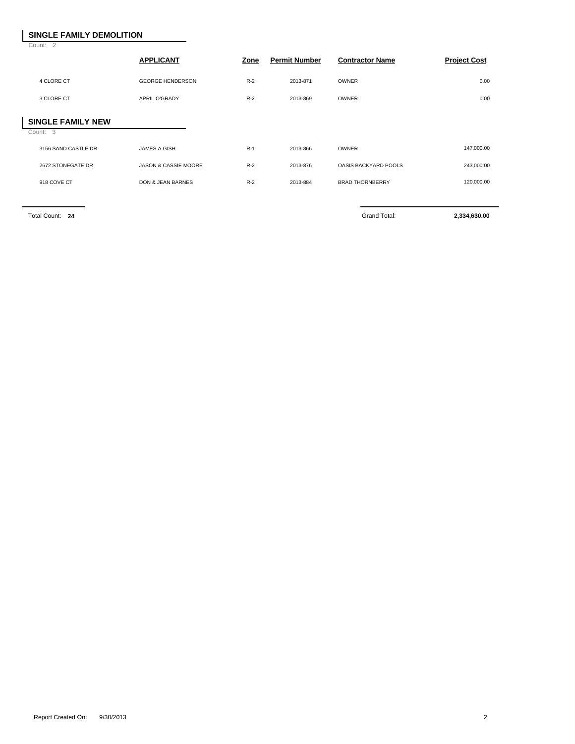## SINGLE FAMILY DEMOLITION

Count: 2

| | APPLICANT | Zone | Permit Number | Contractor Name | Project Cost |
|---|---|---|---|---|---|
| 4 CLORE CT | GEORGE HENDERSON | R-2 | 2013-871 | OWNER | 0.00 |
| 3 CLORE CT | APRIL O'GRADY | R-2 | 2013-869 | OWNER | 0.00 |

## SINGLE FAMILY NEW

Count: 3

| | APPLICANT | Zone | Permit Number | Contractor Name | Project Cost |
|---|---|---|---|---|---|
| 3156 SAND CASTLE DR | JAMES A GISH | R-1 | 2013-866 | OWNER | 147,000.00 |
| 2672 STONEGATE DR | JASON & CASSIE MOORE | R-2 | 2013-876 | OASIS BACKYARD POOLS | 243,000.00 |
| 918 COVE CT | DON & JEAN BARNES | R-2 | 2013-884 | BRAD THORNBERRY | 120,000.00 |

Total Count: **24**

Grand Total: **2,334,630.00**

Report Created On: 9/30/2013